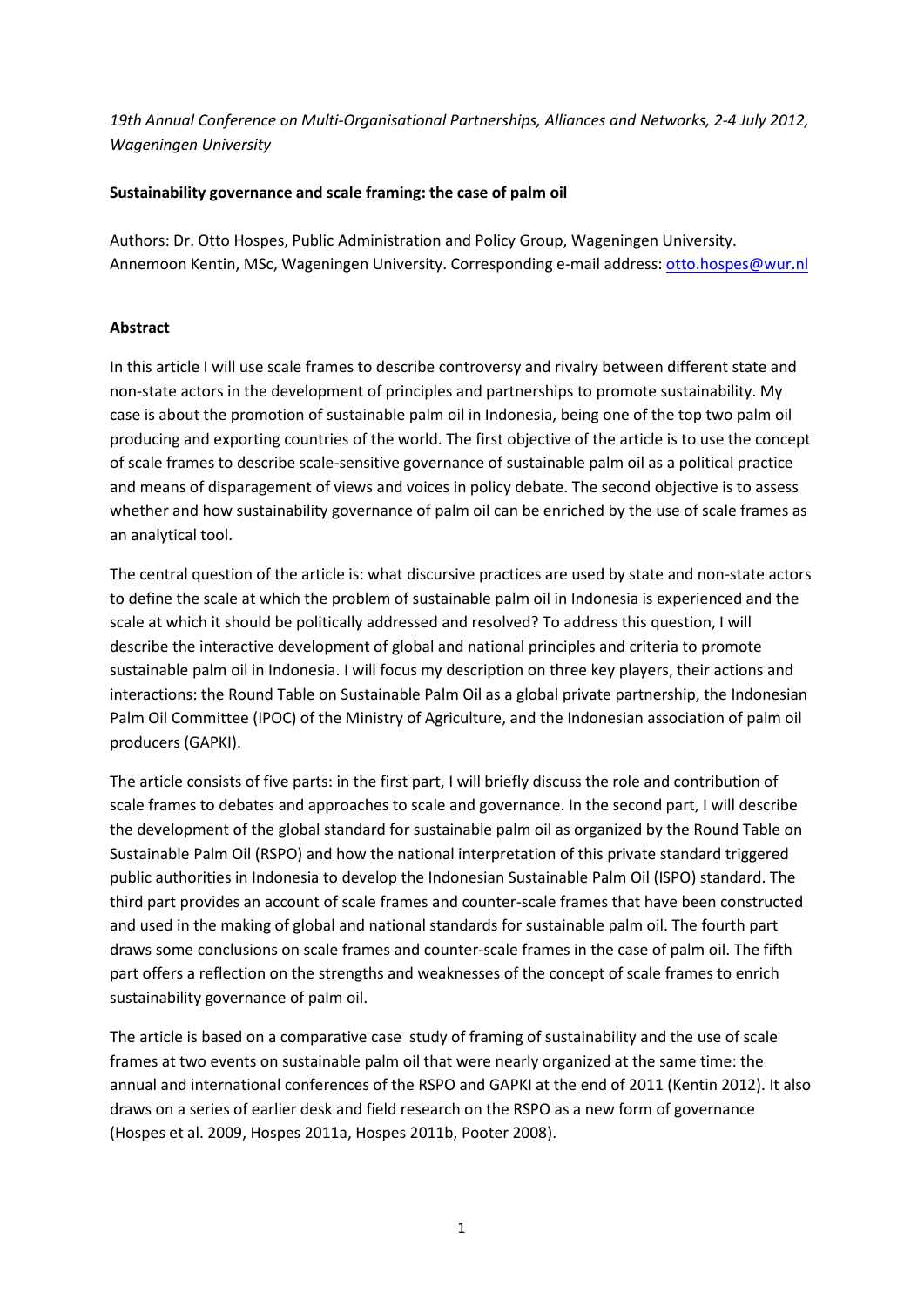*19th Annual Conference on Multi-Organisational Partnerships, Alliances and Networks, 2-4 July 2012, Wageningen University*

**Sustainability governance and scale framing: the case of palm oil**

Authors: Dr. Otto Hospes, Public Administration and Policy Group, Wageningen University. Annemoon Kentin, MSc, Wageningen University. Corresponding e-mail address: otto.hospes@wur.nl

**Abstract**

In this article I will use scale frames to describe controversy and rivalry between different state and non-state actors in the development of principles and partnerships to promote sustainability. My case is about the promotion of sustainable palm oil in Indonesia, being one of the top two palm oil producing and exporting countries of the world. The first objective of the article is to use the concept of scale frames to describe scale-sensitive governance of sustainable palm oil as a political practice and means of disparagement of views and voices in policy debate. The second objective is to assess whether and how sustainability governance of palm oil can be enriched by the use of scale frames as an analytical tool.

The central question of the article is: what discursive practices are used by state and non-state actors to define the scale at which the problem of sustainable palm oil in Indonesia is experienced and the scale at which it should be politically addressed and resolved? To address this question, I will describe the interactive development of global and national principles and criteria to promote sustainable palm oil in Indonesia. I will focus my description on three key players, their actions and interactions: the Round Table on Sustainable Palm Oil as a global private partnership, the Indonesian Palm Oil Committee (IPOC) of the Ministry of Agriculture, and the Indonesian association of palm oil producers (GAPKI).

The article consists of five parts: in the first part, I will briefly discuss the role and contribution of scale frames to debates and approaches to scale and governance. In the second part, I will describe the development of the global standard for sustainable palm oil as organized by the Round Table on Sustainable Palm Oil (RSPO) and how the national interpretation of this private standard triggered public authorities in Indonesia to develop the Indonesian Sustainable Palm Oil (ISPO) standard. The third part provides an account of scale frames and counter-scale frames that have been constructed and used in the making of global and national standards for sustainable palm oil. The fourth part draws some conclusions on scale frames and counter-scale frames in the case of palm oil. The fifth part offers a reflection on the strengths and weaknesses of the concept of scale frames to enrich sustainability governance of palm oil.

The article is based on a comparative case study of framing of sustainability and the use of scale frames at two events on sustainable palm oil that were nearly organized at the same time: the annual and international conferences of the RSPO and GAPKI at the end of 2011 (Kentin 2012). It also draws on a series of earlier desk and field research on the RSPO as a new form of governance (Hospes et al. 2009, Hospes 2011a, Hospes 2011b, Pooter 2008).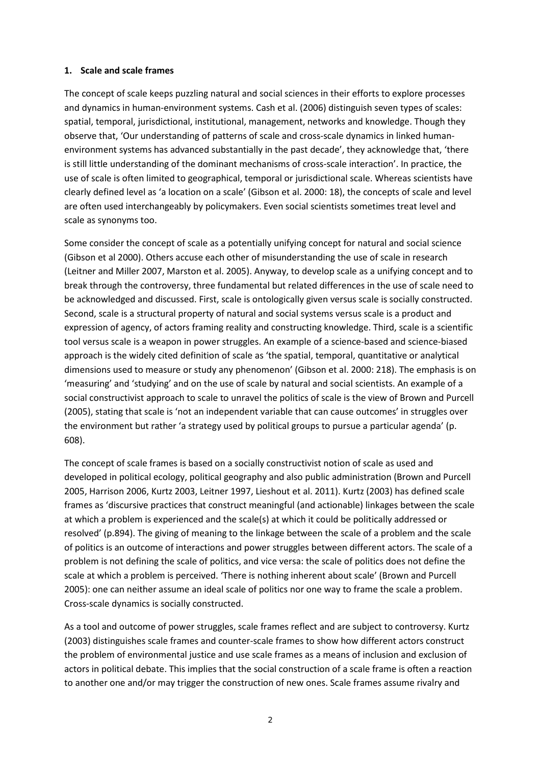## 1. Scale and scale frames

The concept of scale keeps puzzling natural and social sciences in their efforts to explore processes and dynamics in human-environment systems. Cash et al. (2006) distinguish seven types of scales: spatial, temporal, jurisdictional, institutional, management, networks and knowledge. Though they observe that, 'Our understanding of patterns of scale and cross-scale dynamics in linked human-environment systems has advanced substantially in the past decade', they acknowledge that, 'there is still little understanding of the dominant mechanisms of cross-scale interaction'. In practice, the use of scale is often limited to geographical, temporal or jurisdictional scale. Whereas scientists have clearly defined level as 'a location on a scale' (Gibson et al. 2000: 18), the concepts of scale and level are often used interchangeably by policymakers. Even social scientists sometimes treat level and scale as synonyms too.

Some consider the concept of scale as a potentially unifying concept for natural and social science (Gibson et al 2000). Others accuse each other of misunderstanding the use of scale in research (Leitner and Miller 2007, Marston et al. 2005). Anyway, to develop scale as a unifying concept and to break through the controversy, three fundamental but related differences in the use of scale need to be acknowledged and discussed. First, scale is ontologically given versus scale is socially constructed. Second, scale is a structural property of natural and social systems versus scale is a product and expression of agency, of actors framing reality and constructing knowledge. Third, scale is a scientific tool versus scale is a weapon in power struggles. An example of a science-based and science-biased approach is the widely cited definition of scale as 'the spatial, temporal, quantitative or analytical dimensions used to measure or study any phenomenon' (Gibson et al. 2000: 218). The emphasis is on 'measuring' and 'studying' and on the use of scale by natural and social scientists. An example of a social constructivist approach to scale to unravel the politics of scale is the view of Brown and Purcell (2005), stating that scale is 'not an independent variable that can cause outcomes' in struggles over the environment but rather 'a strategy used by political groups to pursue a particular agenda' (p. 608).

The concept of scale frames is based on a socially constructivist notion of scale as used and developed in political ecology, political geography and also public administration (Brown and Purcell 2005, Harrison 2006, Kurtz 2003, Leitner 1997, Lieshout et al. 2011). Kurtz (2003) has defined scale frames as 'discursive practices that construct meaningful (and actionable) linkages between the scale at which a problem is experienced and the scale(s) at which it could be politically addressed or resolved' (p.894). The giving of meaning to the linkage between the scale of a problem and the scale of politics is an outcome of interactions and power struggles between different actors. The scale of a problem is not defining the scale of politics, and vice versa: the scale of politics does not define the scale at which a problem is perceived. 'There is nothing inherent about scale' (Brown and Purcell 2005): one can neither assume an ideal scale of politics nor one way to frame the scale a problem. Cross-scale dynamics is socially constructed.

As a tool and outcome of power struggles, scale frames reflect and are subject to controversy. Kurtz (2003) distinguishes scale frames and counter-scale frames to show how different actors construct the problem of environmental justice and use scale frames as a means of inclusion and exclusion of actors in political debate. This implies that the social construction of a scale frame is often a reaction to another one and/or may trigger the construction of new ones. Scale frames assume rivalry and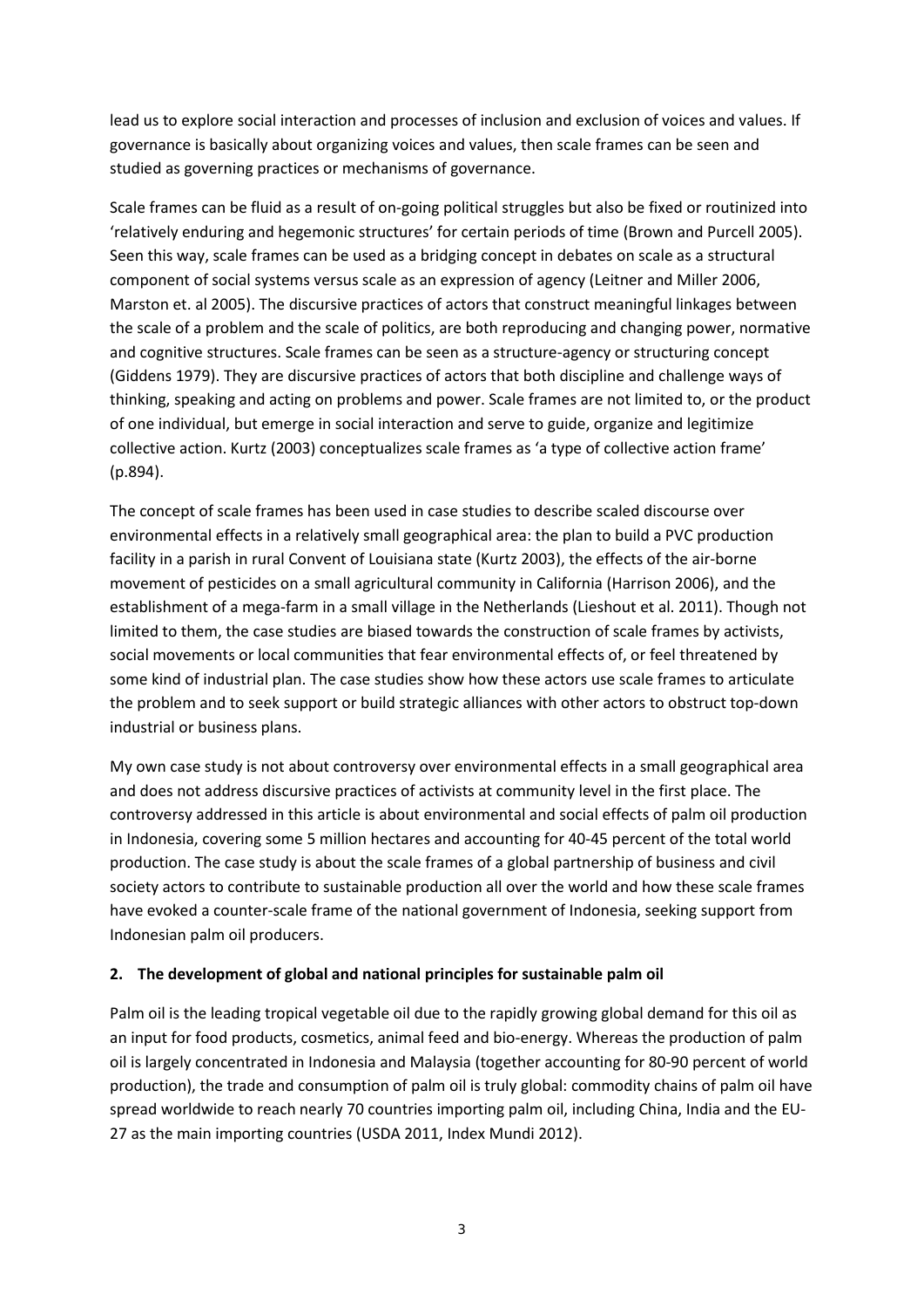lead us to explore social interaction and processes of inclusion and exclusion of voices and values. If governance is basically about organizing voices and values, then scale frames can be seen and studied as governing practices or mechanisms of governance.

Scale frames can be fluid as a result of on-going political struggles but also be fixed or routinized into 'relatively enduring and hegemonic structures' for certain periods of time (Brown and Purcell 2005). Seen this way, scale frames can be used as a bridging concept in debates on scale as a structural component of social systems versus scale as an expression of agency (Leitner and Miller 2006, Marston et. al 2005). The discursive practices of actors that construct meaningful linkages between the scale of a problem and the scale of politics, are both reproducing and changing power, normative and cognitive structures. Scale frames can be seen as a structure-agency or structuring concept (Giddens 1979). They are discursive practices of actors that both discipline and challenge ways of thinking, speaking and acting on problems and power. Scale frames are not limited to, or the product of one individual, but emerge in social interaction and serve to guide, organize and legitimize collective action. Kurtz (2003) conceptualizes scale frames as 'a type of collective action frame' (p.894).

The concept of scale frames has been used in case studies to describe scaled discourse over environmental effects in a relatively small geographical area: the plan to build a PVC production facility in a parish in rural Convent of Louisiana state (Kurtz 2003), the effects of the air-borne movement of pesticides on a small agricultural community in California (Harrison 2006), and the establishment of a mega-farm in a small village in the Netherlands (Lieshout et al. 2011). Though not limited to them, the case studies are biased towards the construction of scale frames by activists, social movements or local communities that fear environmental effects of, or feel threatened by some kind of industrial plan. The case studies show how these actors use scale frames to articulate the problem and to seek support or build strategic alliances with other actors to obstruct top-down industrial or business plans.

My own case study is not about controversy over environmental effects in a small geographical area and does not address discursive practices of activists at community level in the first place. The controversy addressed in this article is about environmental and social effects of palm oil production in Indonesia, covering some 5 million hectares and accounting for 40-45 percent of the total world production. The case study is about the scale frames of a global partnership of business and civil society actors to contribute to sustainable production all over the world and how these scale frames have evoked a counter-scale frame of the national government of Indonesia, seeking support from Indonesian palm oil producers.

## 2. The development of global and national principles for sustainable palm oil

Palm oil is the leading tropical vegetable oil due to the rapidly growing global demand for this oil as an input for food products, cosmetics, animal feed and bio-energy. Whereas the production of palm oil is largely concentrated in Indonesia and Malaysia (together accounting for 80-90 percent of world production), the trade and consumption of palm oil is truly global: commodity chains of palm oil have spread worldwide to reach nearly 70 countries importing palm oil, including China, India and the EU-27 as the main importing countries (USDA 2011, Index Mundi 2012).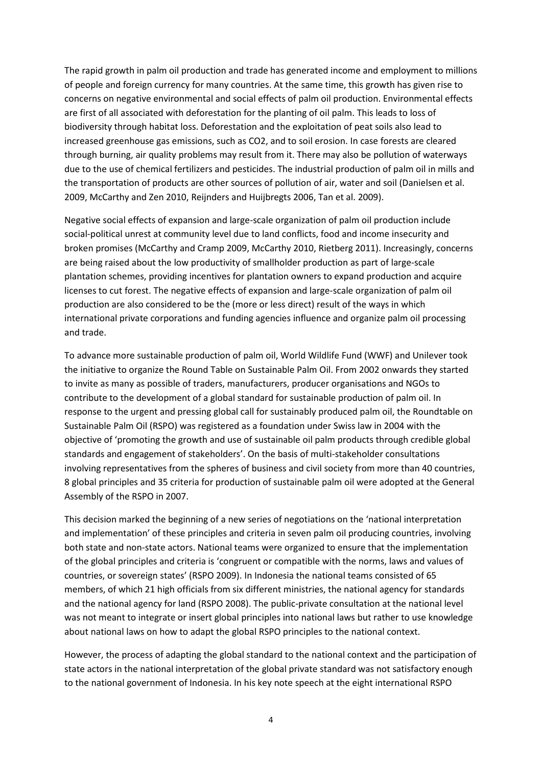The rapid growth in palm oil production and trade has generated income and employment to millions of people and foreign currency for many countries. At the same time, this growth has given rise to concerns on negative environmental and social effects of palm oil production. Environmental effects are first of all associated with deforestation for the planting of oil palm. This leads to loss of biodiversity through habitat loss. Deforestation and the exploitation of peat soils also lead to increased greenhouse gas emissions, such as $CO_2$, and to soil erosion. In case forests are cleared through burning, air quality problems may result from it. There may also be pollution of waterways due to the use of chemical fertilizers and pesticides. The industrial production of palm oil in mills and the transportation of products are other sources of pollution of air, water and soil (Danielsen et al. 2009, McCarthy and Zen 2010, Reijnders and Huijbregts 2006, Tan et al. 2009).

Negative social effects of expansion and large-scale organization of palm oil production include social-political unrest at community level due to land conflicts, food and income insecurity and broken promises (McCarthy and Cramp 2009, McCarthy 2010, Rietberg 2011). Increasingly, concerns are being raised about the low productivity of smallholder production as part of large-scale plantation schemes, providing incentives for plantation owners to expand production and acquire licenses to cut forest. The negative effects of expansion and large-scale organization of palm oil production are also considered to be the (more or less direct) result of the ways in which international private corporations and funding agencies influence and organize palm oil processing and trade.

To advance more sustainable production of palm oil, World Wildlife Fund (WWF) and Unilever took the initiative to organize the Round Table on Sustainable Palm Oil. From 2002 onwards they started to invite as many as possible of traders, manufacturers, producer organisations and NGOs to contribute to the development of a global standard for sustainable production of palm oil. In response to the urgent and pressing global call for sustainably produced palm oil, the Roundtable on Sustainable Palm Oil (RSPO) was registered as a foundation under Swiss law in 2004 with the objective of 'promoting the growth and use of sustainable oil palm products through credible global standards and engagement of stakeholders'. On the basis of multi-stakeholder consultations involving representatives from the spheres of business and civil society from more than 40 countries, 8 global principles and 35 criteria for production of sustainable palm oil were adopted at the General Assembly of the RSPO in 2007.

This decision marked the beginning of a new series of negotiations on the 'national interpretation and implementation' of these principles and criteria in seven palm oil producing countries, involving both state and non-state actors. National teams were organized to ensure that the implementation of the global principles and criteria is 'congruent or compatible with the norms, laws and values of countries, or sovereign states' (RSPO 2009). In Indonesia the national teams consisted of 65 members, of which 21 high officials from six different ministries, the national agency for standards and the national agency for land (RSPO 2008). The public-private consultation at the national level was not meant to integrate or insert global principles into national laws but rather to use knowledge about national laws on how to adapt the global RSPO principles to the national context.

However, the process of adapting the global standard to the national context and the participation of state actors in the national interpretation of the global private standard was not satisfactory enough to the national government of Indonesia. In his key note speech at the eight international RSPO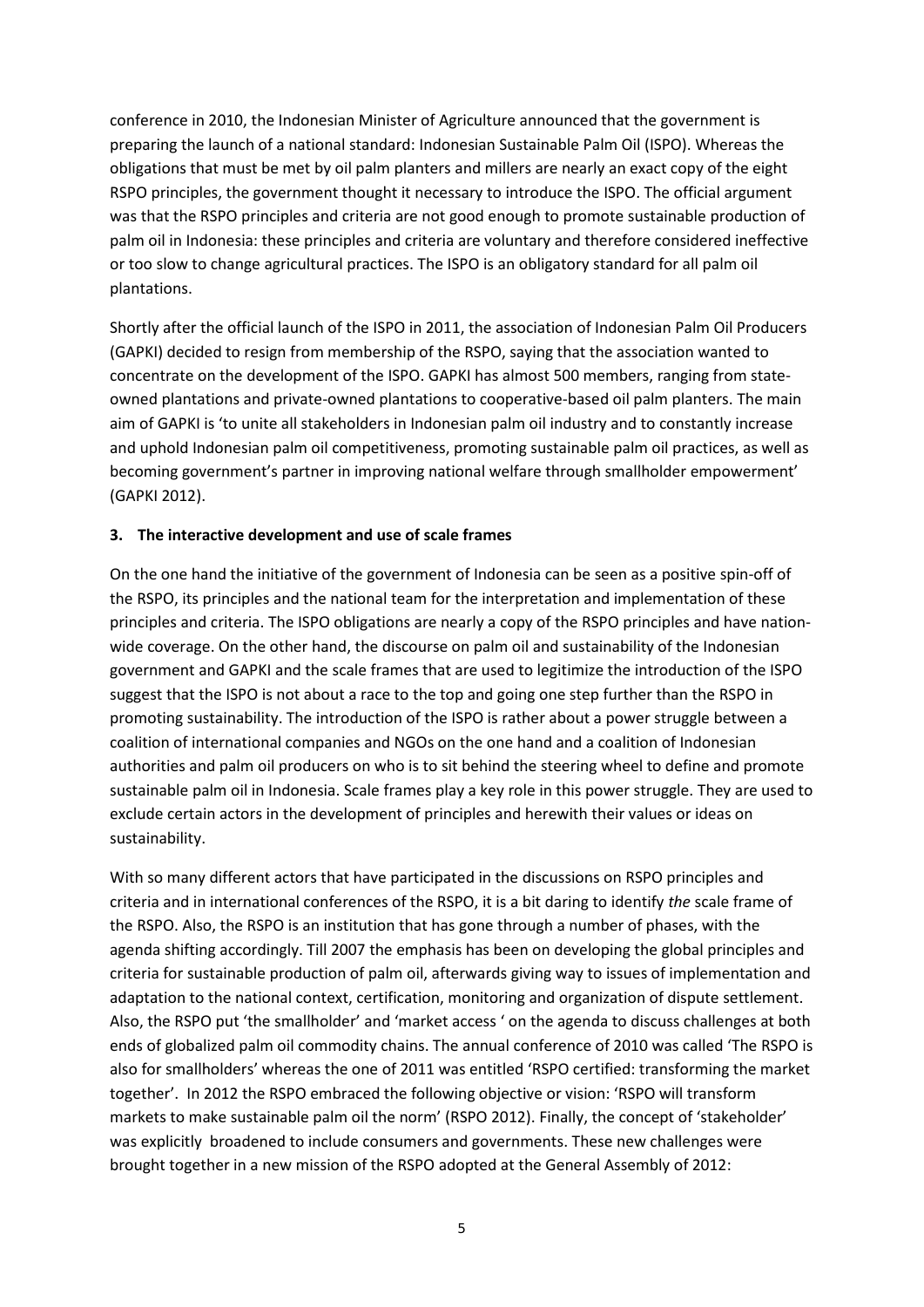conference in 2010, the Indonesian Minister of Agriculture announced that the government is preparing the launch of a national standard: Indonesian Sustainable Palm Oil (ISPO). Whereas the obligations that must be met by oil palm planters and millers are nearly an exact copy of the eight RSPO principles, the government thought it necessary to introduce the ISPO. The official argument was that the RSPO principles and criteria are not good enough to promote sustainable production of palm oil in Indonesia: these principles and criteria are voluntary and therefore considered ineffective or too slow to change agricultural practices. The ISPO is an obligatory standard for all palm oil plantations.

Shortly after the official launch of the ISPO in 2011, the association of Indonesian Palm Oil Producers (GAPKI) decided to resign from membership of the RSPO, saying that the association wanted to concentrate on the development of the ISPO. GAPKI has almost 500 members, ranging from state-owned plantations and private-owned plantations to cooperative-based oil palm planters. The main aim of GAPKI is 'to unite all stakeholders in Indonesian palm oil industry and to constantly increase and uphold Indonesian palm oil competitiveness, promoting sustainable palm oil practices, as well as becoming government's partner in improving national welfare through smallholder empowerment' (GAPKI 2012).

## 3. The interactive development and use of scale frames

On the one hand the initiative of the government of Indonesia can be seen as a positive spin-off of the RSPO, its principles and the national team for the interpretation and implementation of these principles and criteria. The ISPO obligations are nearly a copy of the RSPO principles and have nation-wide coverage. On the other hand, the discourse on palm oil and sustainability of the Indonesian government and GAPKI and the scale frames that are used to legitimize the introduction of the ISPO suggest that the ISPO is not about a race to the top and going one step further than the RSPO in promoting sustainability. The introduction of the ISPO is rather about a power struggle between a coalition of international companies and NGOs on the one hand and a coalition of Indonesian authorities and palm oil producers on who is to sit behind the steering wheel to define and promote sustainable palm oil in Indonesia. Scale frames play a key role in this power struggle. They are used to exclude certain actors in the development of principles and herewith their values or ideas on sustainability.

With so many different actors that have participated in the discussions on RSPO principles and criteria and in international conferences of the RSPO, it is a bit daring to identify *the* scale frame of the RSPO. Also, the RSPO is an institution that has gone through a number of phases, with the agenda shifting accordingly. Till 2007 the emphasis has been on developing the global principles and criteria for sustainable production of palm oil, afterwards giving way to issues of implementation and adaptation to the national context, certification, monitoring and organization of dispute settlement. Also, the RSPO put 'the smallholder' and 'market access ' on the agenda to discuss challenges at both ends of globalized palm oil commodity chains. The annual conference of 2010 was called 'The RSPO is also for smallholders' whereas the one of 2011 was entitled 'RSPO certified: transforming the market together'. In 2012 the RSPO embraced the following objective or vision: 'RSPO will transform markets to make sustainable palm oil the norm' (RSPO 2012). Finally, the concept of 'stakeholder' was explicitly broadened to include consumers and governments. These new challenges were brought together in a new mission of the RSPO adopted at the General Assembly of 2012: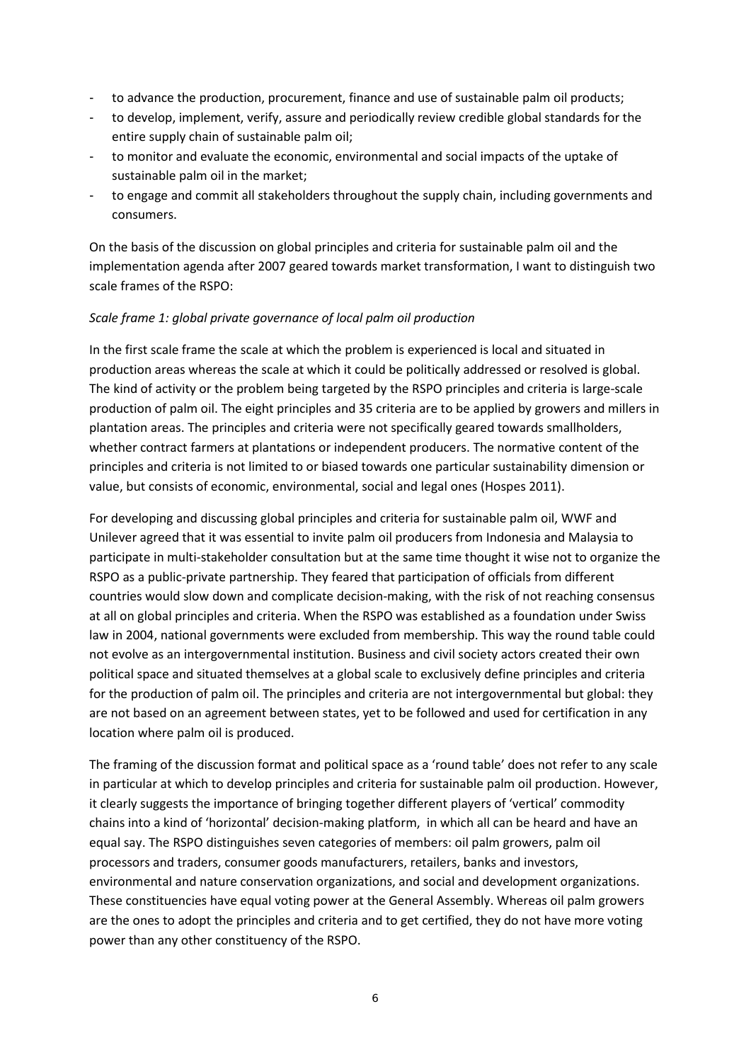- to advance the production, procurement, finance and use of sustainable palm oil products;
- to develop, implement, verify, assure and periodically review credible global standards for the entire supply chain of sustainable palm oil;
- to monitor and evaluate the economic, environmental and social impacts of the uptake of sustainable palm oil in the market;
- to engage and commit all stakeholders throughout the supply chain, including governments and consumers.

On the basis of the discussion on global principles and criteria for sustainable palm oil and the implementation agenda after 2007 geared towards market transformation, I want to distinguish two scale frames of the RSPO:

*Scale frame 1: global private governance of local palm oil production*

In the first scale frame the scale at which the problem is experienced is local and situated in production areas whereas the scale at which it could be politically addressed or resolved is global. The kind of activity or the problem being targeted by the RSPO principles and criteria is large-scale production of palm oil. The eight principles and 35 criteria are to be applied by growers and millers in plantation areas. The principles and criteria were not specifically geared towards smallholders, whether contract farmers at plantations or independent producers. The normative content of the principles and criteria is not limited to or biased towards one particular sustainability dimension or value, but consists of economic, environmental, social and legal ones (Hospes 2011).

For developing and discussing global principles and criteria for sustainable palm oil, WWF and Unilever agreed that it was essential to invite palm oil producers from Indonesia and Malaysia to participate in multi-stakeholder consultation but at the same time thought it wise not to organize the RSPO as a public-private partnership. They feared that participation of officials from different countries would slow down and complicate decision-making, with the risk of not reaching consensus at all on global principles and criteria. When the RSPO was established as a foundation under Swiss law in 2004, national governments were excluded from membership. This way the round table could not evolve as an intergovernmental institution. Business and civil society actors created their own political space and situated themselves at a global scale to exclusively define principles and criteria for the production of palm oil. The principles and criteria are not intergovernmental but global: they are not based on an agreement between states, yet to be followed and used for certification in any location where palm oil is produced.

The framing of the discussion format and political space as a 'round table' does not refer to any scale in particular at which to develop principles and criteria for sustainable palm oil production. However, it clearly suggests the importance of bringing together different players of 'vertical' commodity chains into a kind of 'horizontal' decision-making platform, in which all can be heard and have an equal say. The RSPO distinguishes seven categories of members: oil palm growers, palm oil processors and traders, consumer goods manufacturers, retailers, banks and investors, environmental and nature conservation organizations, and social and development organizations. These constituencies have equal voting power at the General Assembly. Whereas oil palm growers are the ones to adopt the principles and criteria and to get certified, they do not have more voting power than any other constituency of the RSPO.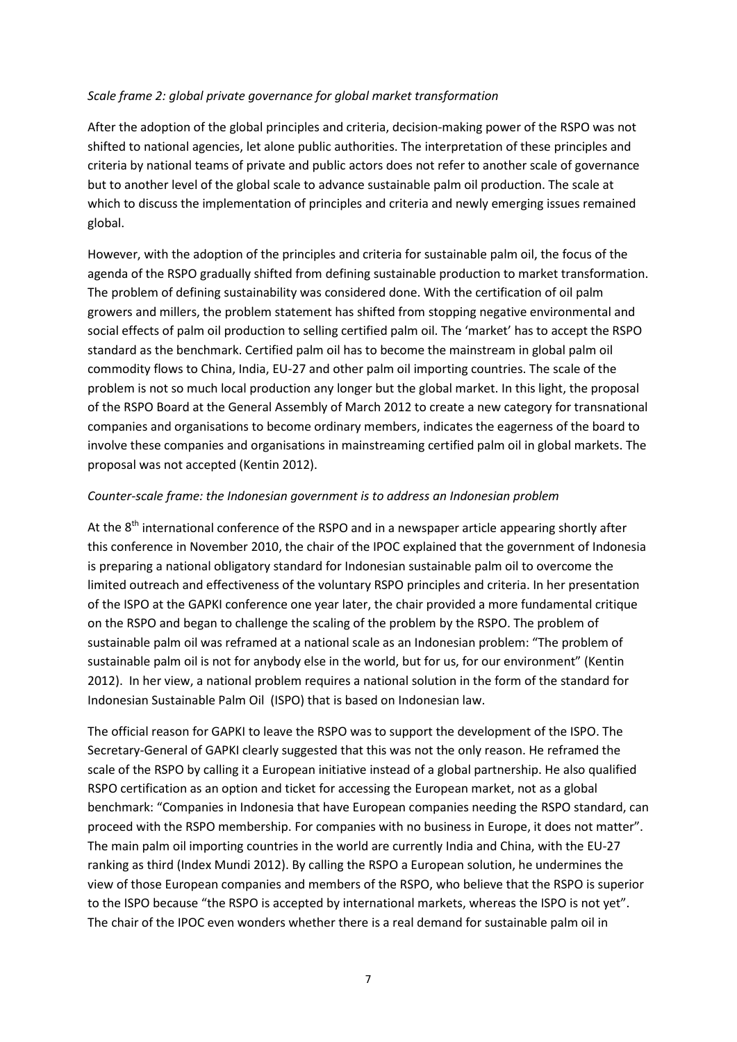*Scale frame 2: global private governance for global market transformation*

After the adoption of the global principles and criteria, decision-making power of the RSPO was not shifted to national agencies, let alone public authorities. The interpretation of these principles and criteria by national teams of private and public actors does not refer to another scale of governance but to another level of the global scale to advance sustainable palm oil production. The scale at which to discuss the implementation of principles and criteria and newly emerging issues remained global.

However, with the adoption of the principles and criteria for sustainable palm oil, the focus of the agenda of the RSPO gradually shifted from defining sustainable production to market transformation. The problem of defining sustainability was considered done. With the certification of oil palm growers and millers, the problem statement has shifted from stopping negative environmental and social effects of palm oil production to selling certified palm oil. The 'market' has to accept the RSPO standard as the benchmark. Certified palm oil has to become the mainstream in global palm oil commodity flows to China, India, EU-27 and other palm oil importing countries. The scale of the problem is not so much local production any longer but the global market. In this light, the proposal of the RSPO Board at the General Assembly of March 2012 to create a new category for transnational companies and organisations to become ordinary members, indicates the eagerness of the board to involve these companies and organisations in mainstreaming certified palm oil in global markets. The proposal was not accepted (Kentin 2012).

*Counter-scale frame: the Indonesian government is to address an Indonesian problem*

At the 8th international conference of the RSPO and in a newspaper article appearing shortly after this conference in November 2010, the chair of the IPOC explained that the government of Indonesia is preparing a national obligatory standard for Indonesian sustainable palm oil to overcome the limited outreach and effectiveness of the voluntary RSPO principles and criteria. In her presentation of the ISPO at the GAPKI conference one year later, the chair provided a more fundamental critique on the RSPO and began to challenge the scaling of the problem by the RSPO. The problem of sustainable palm oil was reframed at a national scale as an Indonesian problem: "The problem of sustainable palm oil is not for anybody else in the world, but for us, for our environment" (Kentin 2012). In her view, a national problem requires a national solution in the form of the standard for Indonesian Sustainable Palm Oil (ISPO) that is based on Indonesian law.

The official reason for GAPKI to leave the RSPO was to support the development of the ISPO. The Secretary-General of GAPKI clearly suggested that this was not the only reason. He reframed the scale of the RSPO by calling it a European initiative instead of a global partnership. He also qualified RSPO certification as an option and ticket for accessing the European market, not as a global benchmark: "Companies in Indonesia that have European companies needing the RSPO standard, can proceed with the RSPO membership. For companies with no business in Europe, it does not matter". The main palm oil importing countries in the world are currently India and China, with the EU-27 ranking as third (Index Mundi 2012). By calling the RSPO a European solution, he undermines the view of those European companies and members of the RSPO, who believe that the RSPO is superior to the ISPO because "the RSPO is accepted by international markets, whereas the ISPO is not yet". The chair of the IPOC even wonders whether there is a real demand for sustainable palm oil in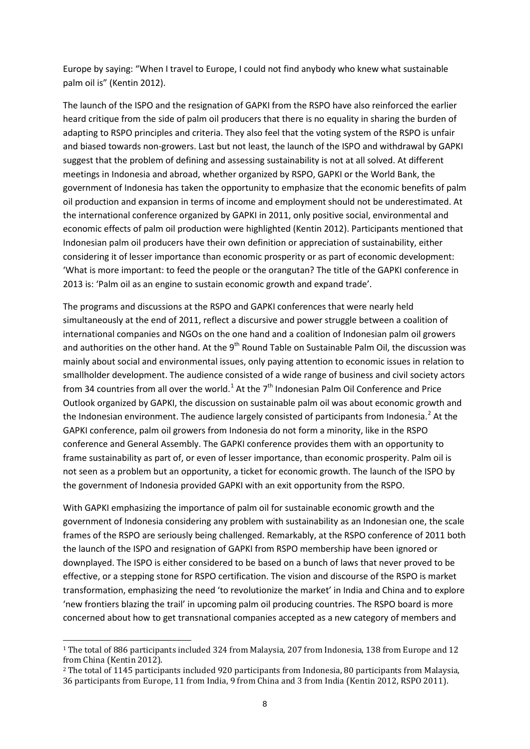Europe by saying: “When I travel to Europe, I could not find anybody who knew what sustainable palm oil is” (Kentin 2012).

The launch of the ISPO and the resignation of GAPKI from the RSPO have also reinforced the earlier heard critique from the side of palm oil producers that there is no equality in sharing the burden of adapting to RSPO principles and criteria. They also feel that the voting system of the RSPO is unfair and biased towards non-growers. Last but not least, the launch of the ISPO and withdrawal by GAPKI suggest that the problem of defining and assessing sustainability is not at all solved. At different meetings in Indonesia and abroad, whether organized by RSPO, GAPKI or the World Bank, the government of Indonesia has taken the opportunity to emphasize that the economic benefits of palm oil production and expansion in terms of income and employment should not be underestimated. At the international conference organized by GAPKI in 2011, only positive social, environmental and economic effects of palm oil production were highlighted (Kentin 2012). Participants mentioned that Indonesian palm oil producers have their own definition or appreciation of sustainability, either considering it of lesser importance than economic prosperity or as part of economic development: ‘What is more important: to feed the people or the orangutan? The title of the GAPKI conference in 2013 is: ‘Palm oil as an engine to sustain economic growth and expand trade’.

The programs and discussions at the RSPO and GAPKI conferences that were nearly held simultaneously at the end of 2011, reflect a discursive and power struggle between a coalition of international companies and NGOs on the one hand and a coalition of Indonesian palm oil growers and authorities on the other hand. At the 9th Round Table on Sustainable Palm Oil, the discussion was mainly about social and environmental issues, only paying attention to economic issues in relation to smallholder development. The audience consisted of a wide range of business and civil society actors from 34 countries from all over the world.[1] At the 7th Indonesian Palm Oil Conference and Price Outlook organized by GAPKI, the discussion on sustainable palm oil was about economic growth and the Indonesian environment. The audience largely consisted of participants from Indonesia.[2] At the GAPKI conference, palm oil growers from Indonesia do not form a minority, like in the RSPO conference and General Assembly. The GAPKI conference provides them with an opportunity to frame sustainability as part of, or even of lesser importance, than economic prosperity. Palm oil is not seen as a problem but an opportunity, a ticket for economic growth. The launch of the ISPO by the government of Indonesia provided GAPKI with an exit opportunity from the RSPO.

With GAPKI emphasizing the importance of palm oil for sustainable economic growth and the government of Indonesia considering any problem with sustainability as an Indonesian one, the scale frames of the RSPO are seriously being challenged. Remarkably, at the RSPO conference of 2011 both the launch of the ISPO and resignation of GAPKI from RSPO membership have been ignored or downplayed. The ISPO is either considered to be based on a bunch of laws that never proved to be effective, or a stepping stone for RSPO certification. The vision and discourse of the RSPO is market transformation, emphasizing the need ‘to revolutionize the market’ in India and China and to explore ‘new frontiers blazing the trail’ in upcoming palm oil producing countries. The RSPO board is more concerned about how to get transnational companies accepted as a new category of members and

---

[1] The total of 886 participants included 324 from Malaysia, 207 from Indonesia, 138 from Europe and 12 from China (Kentin 2012).

[2] The total of 1145 participants included 920 participants from Indonesia, 80 participants from Malaysia, 36 participants from Europe, 11 from India, 9 from China and 3 from India (Kentin 2012, RSPO 2011).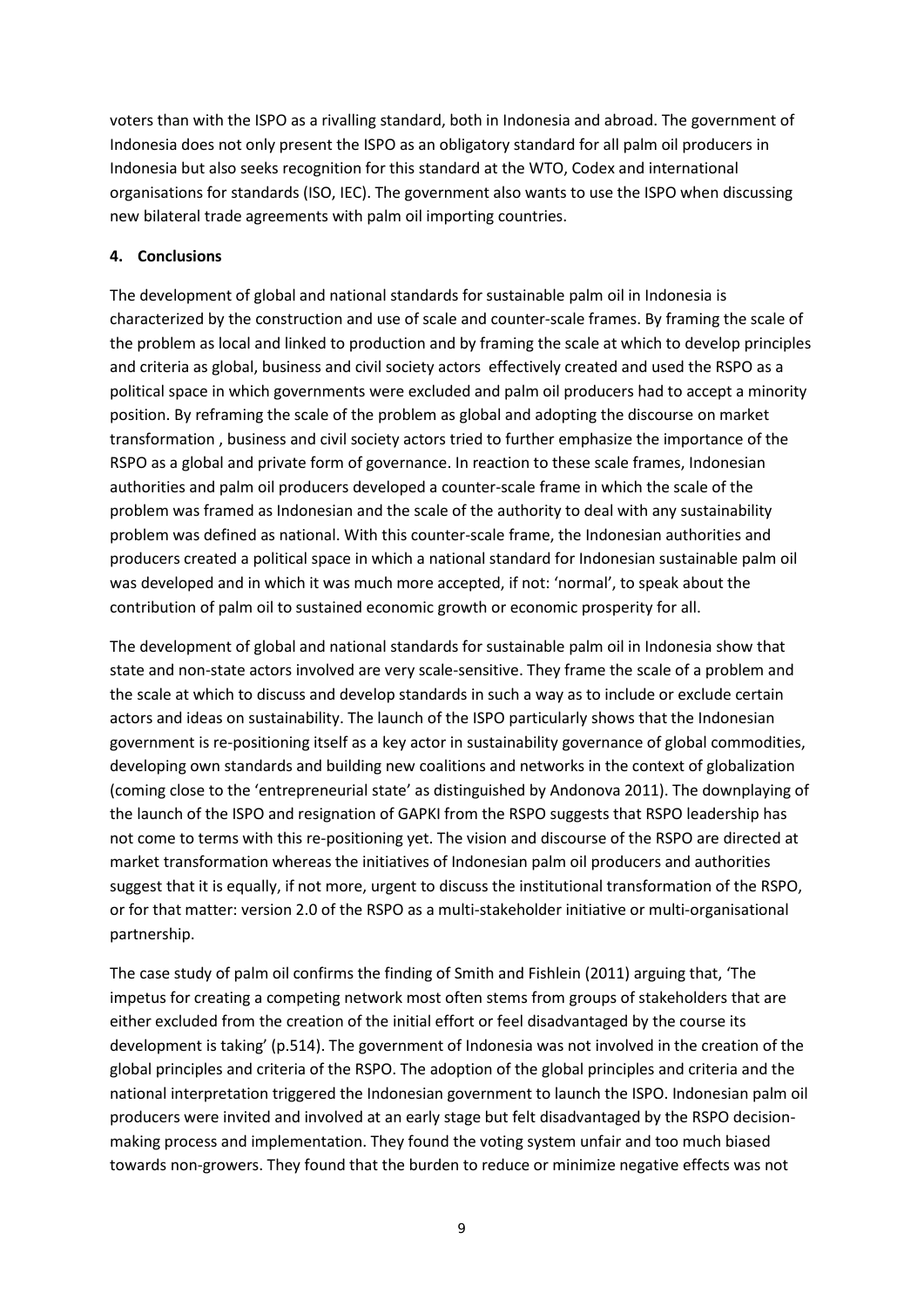voters than with the ISPO as a rivalling standard, both in Indonesia and abroad. The government of Indonesia does not only present the ISPO as an obligatory standard for all palm oil producers in Indonesia but also seeks recognition for this standard at the WTO, Codex and international organisations for standards (ISO, IEC). The government also wants to use the ISPO when discussing new bilateral trade agreements with palm oil importing countries.

## 4. Conclusions

The development of global and national standards for sustainable palm oil in Indonesia is characterized by the construction and use of scale and counter-scale frames. By framing the scale of the problem as local and linked to production and by framing the scale at which to develop principles and criteria as global, business and civil society actors effectively created and used the RSPO as a political space in which governments were excluded and palm oil producers had to accept a minority position. By reframing the scale of the problem as global and adopting the discourse on market transformation , business and civil society actors tried to further emphasize the importance of the RSPO as a global and private form of governance. In reaction to these scale frames, Indonesian authorities and palm oil producers developed a counter-scale frame in which the scale of the problem was framed as Indonesian and the scale of the authority to deal with any sustainability problem was defined as national. With this counter-scale frame, the Indonesian authorities and producers created a political space in which a national standard for Indonesian sustainable palm oil was developed and in which it was much more accepted, if not: 'normal', to speak about the contribution of palm oil to sustained economic growth or economic prosperity for all.

The development of global and national standards for sustainable palm oil in Indonesia show that state and non-state actors involved are very scale-sensitive. They frame the scale of a problem and the scale at which to discuss and develop standards in such a way as to include or exclude certain actors and ideas on sustainability. The launch of the ISPO particularly shows that the Indonesian government is re-positioning itself as a key actor in sustainability governance of global commodities, developing own standards and building new coalitions and networks in the context of globalization (coming close to the 'entrepreneurial state' as distinguished by Andonova 2011). The downplaying of the launch of the ISPO and resignation of GAPKI from the RSPO suggests that RSPO leadership has not come to terms with this re-positioning yet. The vision and discourse of the RSPO are directed at market transformation whereas the initiatives of Indonesian palm oil producers and authorities suggest that it is equally, if not more, urgent to discuss the institutional transformation of the RSPO, or for that matter: version 2.0 of the RSPO as a multi-stakeholder initiative or multi-organisational partnership.

The case study of palm oil confirms the finding of Smith and Fishlein (2011) arguing that, 'The impetus for creating a competing network most often stems from groups of stakeholders that are either excluded from the creation of the initial effort or feel disadvantaged by the course its development is taking' (p.514). The government of Indonesia was not involved in the creation of the global principles and criteria of the RSPO. The adoption of the global principles and criteria and the national interpretation triggered the Indonesian government to launch the ISPO. Indonesian palm oil producers were invited and involved at an early stage but felt disadvantaged by the RSPO decision-making process and implementation. They found the voting system unfair and too much biased towards non-growers. They found that the burden to reduce or minimize negative effects was not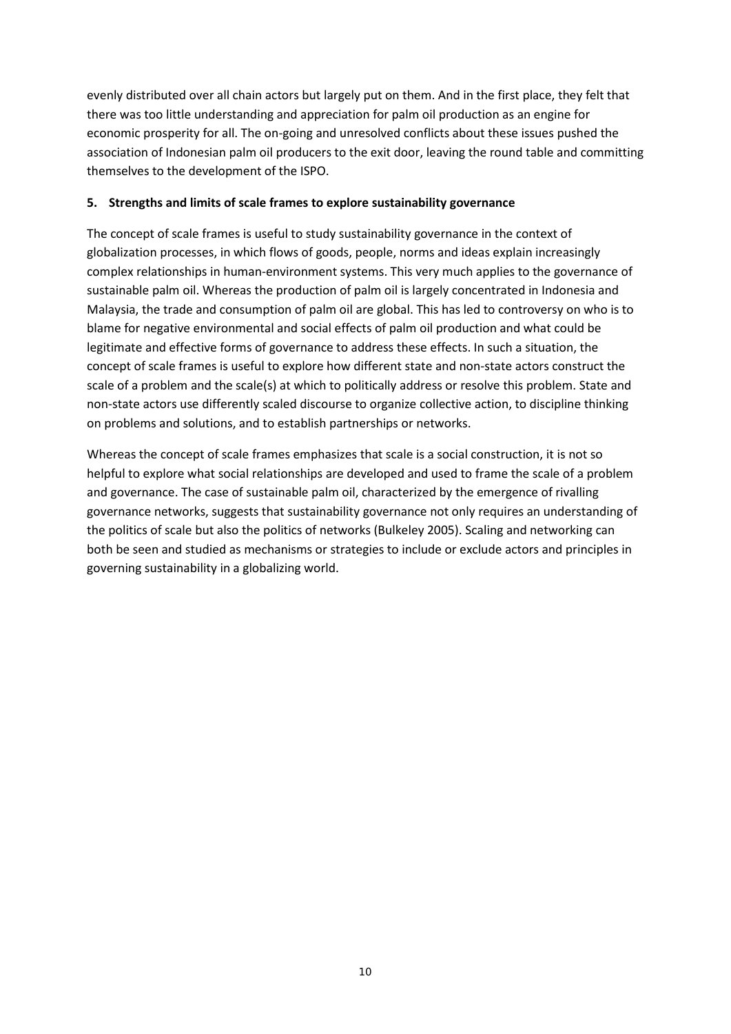evenly distributed over all chain actors but largely put on them. And in the first place, they felt that there was too little understanding and appreciation for palm oil production as an engine for economic prosperity for all. The on-going and unresolved conflicts about these issues pushed the association of Indonesian palm oil producers to the exit door, leaving the round table and committing themselves to the development of the ISPO.

## 5. Strengths and limits of scale frames to explore sustainability governance

The concept of scale frames is useful to study sustainability governance in the context of globalization processes, in which flows of goods, people, norms and ideas explain increasingly complex relationships in human-environment systems. This very much applies to the governance of sustainable palm oil. Whereas the production of palm oil is largely concentrated in Indonesia and Malaysia, the trade and consumption of palm oil are global. This has led to controversy on who is to blame for negative environmental and social effects of palm oil production and what could be legitimate and effective forms of governance to address these effects. In such a situation, the concept of scale frames is useful to explore how different state and non-state actors construct the scale of a problem and the scale(s) at which to politically address or resolve this problem. State and non-state actors use differently scaled discourse to organize collective action, to discipline thinking on problems and solutions, and to establish partnerships or networks.

Whereas the concept of scale frames emphasizes that scale is a social construction, it is not so helpful to explore what social relationships are developed and used to frame the scale of a problem and governance. The case of sustainable palm oil, characterized by the emergence of rivalling governance networks, suggests that sustainability governance not only requires an understanding of the politics of scale but also the politics of networks (Bulkeley 2005). Scaling and networking can both be seen and studied as mechanisms or strategies to include or exclude actors and principles in governing sustainability in a globalizing world.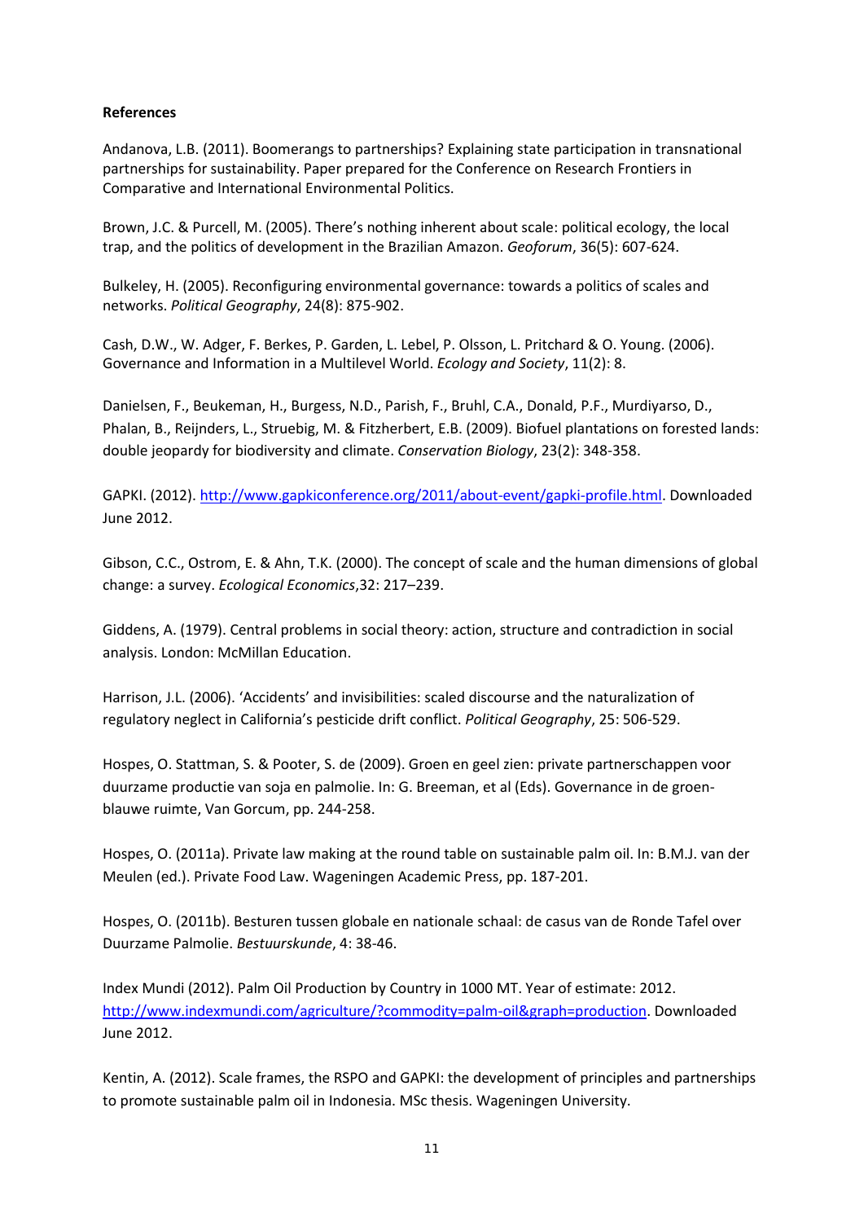**References**

Andanova, L.B. (2011). Boomerangs to partnerships? Explaining state participation in transnational partnerships for sustainability. Paper prepared for the Conference on Research Frontiers in Comparative and International Environmental Politics.

Brown, J.C. & Purcell, M. (2005). There's nothing inherent about scale: political ecology, the local trap, and the politics of development in the Brazilian Amazon. *Geoforum*, 36(5): 607-624.

Bulkeley, H. (2005). Reconfiguring environmental governance: towards a politics of scales and networks. *Political Geography*, 24(8): 875-902.

Cash, D.W., W. Adger, F. Berkes, P. Garden, L. Lebel, P. Olsson, L. Pritchard & O. Young. (2006). Governance and Information in a Multilevel World. *Ecology and Society*, 11(2): 8.

Danielsen, F., Beukeman, H., Burgess, N.D., Parish, F., Bruhl, C.A., Donald, P.F., Murdiyarso, D., Phalan, B., Reijnders, L., Struebig, M. & Fitzherbert, E.B. (2009). Biofuel plantations on forested lands: double jeopardy for biodiversity and climate. *Conservation Biology*, 23(2): 348-358.

GAPKI. (2012). http://www.gapkiconference.org/2011/about-event/gapki-profile.html. Downloaded June 2012.

Gibson, C.C., Ostrom, E. & Ahn, T.K. (2000). The concept of scale and the human dimensions of global change: a survey. *Ecological Economics*,32: 217–239.

Giddens, A. (1979). Central problems in social theory: action, structure and contradiction in social analysis. London: McMillan Education.

Harrison, J.L. (2006). 'Accidents' and invisibilities: scaled discourse and the naturalization of regulatory neglect in California's pesticide drift conflict. *Political Geography*, 25: 506-529.

Hospes, O. Stattman, S. & Pooter, S. de (2009). Groen en geel zien: private partnerschappen voor duurzame productie van soja en palmolie. In: G. Breeman, et al (Eds). Governance in de groen-blauwe ruimte, Van Gorcum, pp. 244-258.

Hospes, O. (2011a). Private law making at the round table on sustainable palm oil. In: B.M.J. van der Meulen (ed.). Private Food Law. Wageningen Academic Press, pp. 187-201.

Hospes, O. (2011b). Besturen tussen globale en nationale schaal: de casus van de Ronde Tafel over Duurzame Palmolie. *Bestuurskunde*, 4: 38-46.

Index Mundi (2012). Palm Oil Production by Country in 1000 MT. Year of estimate: 2012. http://www.indexmundi.com/agriculture/?commodity=palm-oil&graph=production. Downloaded June 2012.

Kentin, A. (2012). Scale frames, the RSPO and GAPKI: the development of principles and partnerships to promote sustainable palm oil in Indonesia. MSc thesis. Wageningen University.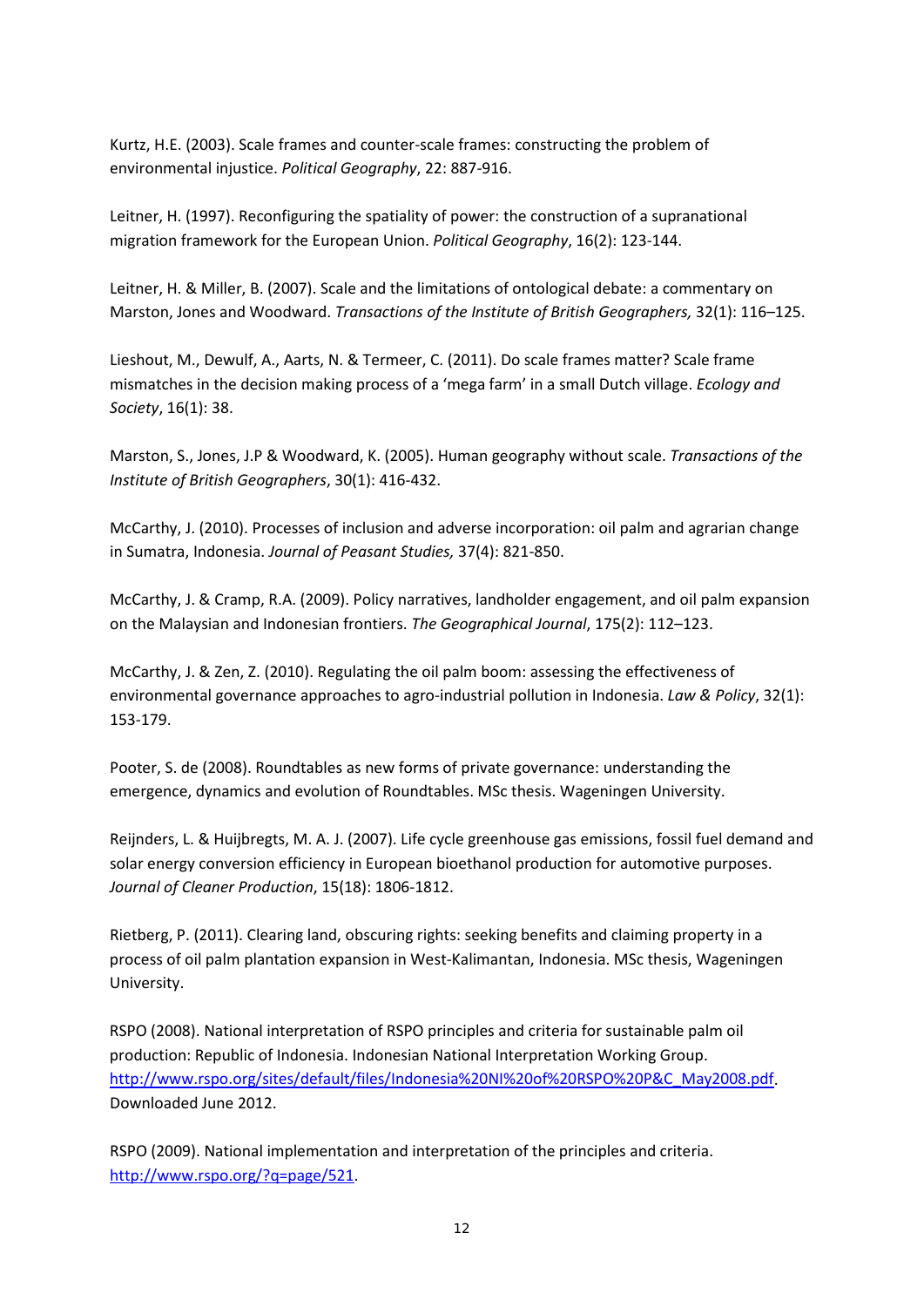Kurtz, H.E. (2003). Scale frames and counter-scale frames: constructing the problem of environmental injustice. *Political Geography*, 22: 887-916.

Leitner, H. (1997). Reconfiguring the spatiality of power: the construction of a supranational migration framework for the European Union. *Political Geography*, 16(2): 123-144.

Leitner, H. & Miller, B. (2007). Scale and the limitations of ontological debate: a commentary on Marston, Jones and Woodward. *Transactions of the Institute of British Geographers,* 32(1): 116–125.

Lieshout, M., Dewulf, A., Aarts, N. & Termeer, C. (2011). Do scale frames matter? Scale frame mismatches in the decision making process of a 'mega farm' in a small Dutch village. *Ecology and Society*, 16(1): 38.

Marston, S., Jones, J.P & Woodward, K. (2005). Human geography without scale. *Transactions of the Institute of British Geographers*, 30(1): 416-432.

McCarthy, J. (2010). Processes of inclusion and adverse incorporation: oil palm and agrarian change in Sumatra, Indonesia. *Journal of Peasant Studies,* 37(4): 821-850.

McCarthy, J. & Cramp, R.A. (2009). Policy narratives, landholder engagement, and oil palm expansion on the Malaysian and Indonesian frontiers. *The Geographical Journal*, 175(2): 112–123.

McCarthy, J. & Zen, Z. (2010). Regulating the oil palm boom: assessing the effectiveness of environmental governance approaches to agro-industrial pollution in Indonesia. *Law & Policy*, 32(1): 153-179.

Pooter, S. de (2008). Roundtables as new forms of private governance: understanding the emergence, dynamics and evolution of Roundtables. MSc thesis. Wageningen University.

Reijnders, L. & Huijbregts, M. A. J. (2007). Life cycle greenhouse gas emissions, fossil fuel demand and solar energy conversion efficiency in European bioethanol production for automotive purposes. *Journal of Cleaner Production*, 15(18): 1806-1812.

Rietberg, P. (2011). Clearing land, obscuring rights: seeking benefits and claiming property in a process of oil palm plantation expansion in West-Kalimantan, Indonesia. MSc thesis, Wageningen University.

RSPO (2008). National interpretation of RSPO principles and criteria for sustainable palm oil production: Republic of Indonesia. Indonesian National Interpretation Working Group. http://www.rspo.org/sites/default/files/Indonesia%20NI%20of%20RSPO%20P&C_May2008.pdf. Downloaded June 2012.

RSPO (2009). National implementation and interpretation of the principles and criteria. http://www.rspo.org/?q=page/521.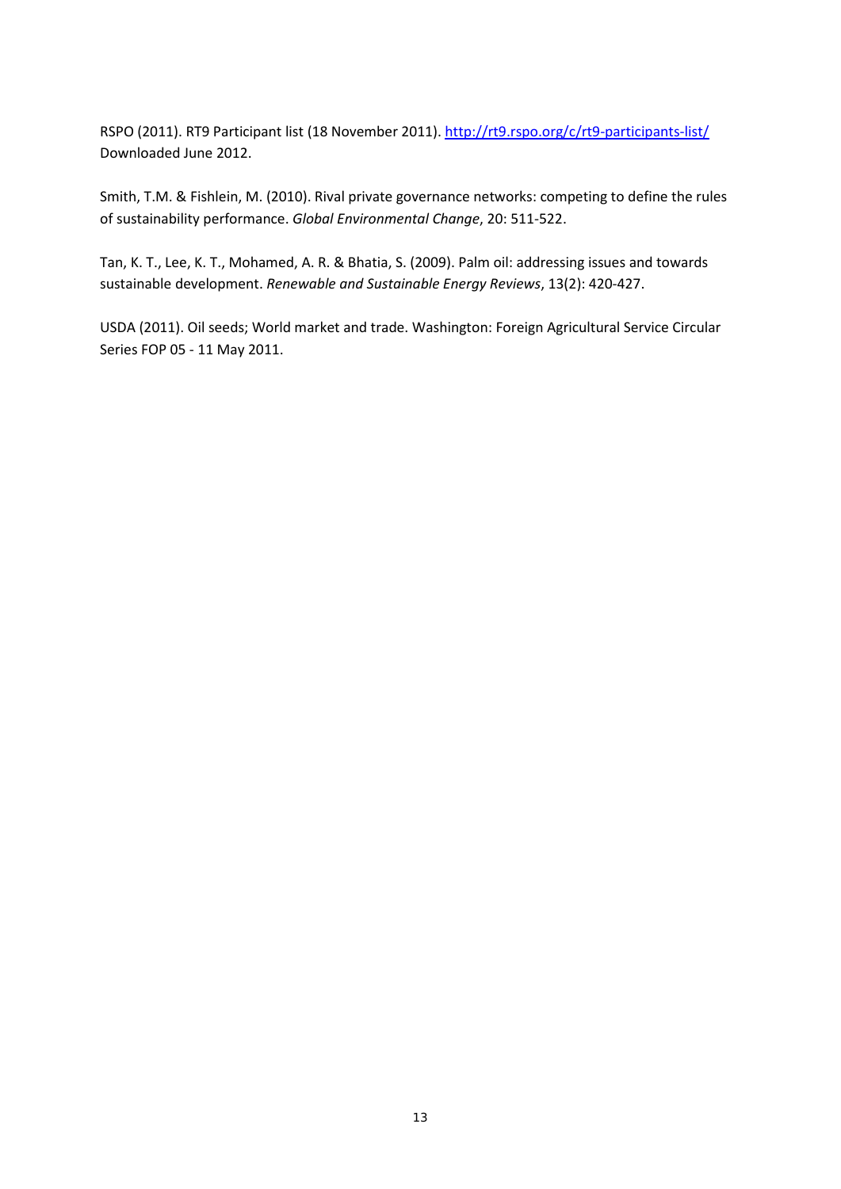RSPO (2011). RT9 Participant list (18 November 2011). http://rt9.rspo.org/c/rt9-participants-list/ Downloaded June 2012.

Smith, T.M. & Fishlein, M. (2010). Rival private governance networks: competing to define the rules of sustainability performance. *Global Environmental Change*, 20: 511-522.

Tan, K. T., Lee, K. T., Mohamed, A. R. & Bhatia, S. (2009). Palm oil: addressing issues and towards sustainable development. *Renewable and Sustainable Energy Reviews*, 13(2): 420-427.

USDA (2011). Oil seeds; World market and trade. Washington: Foreign Agricultural Service Circular Series FOP 05 - 11 May 2011.